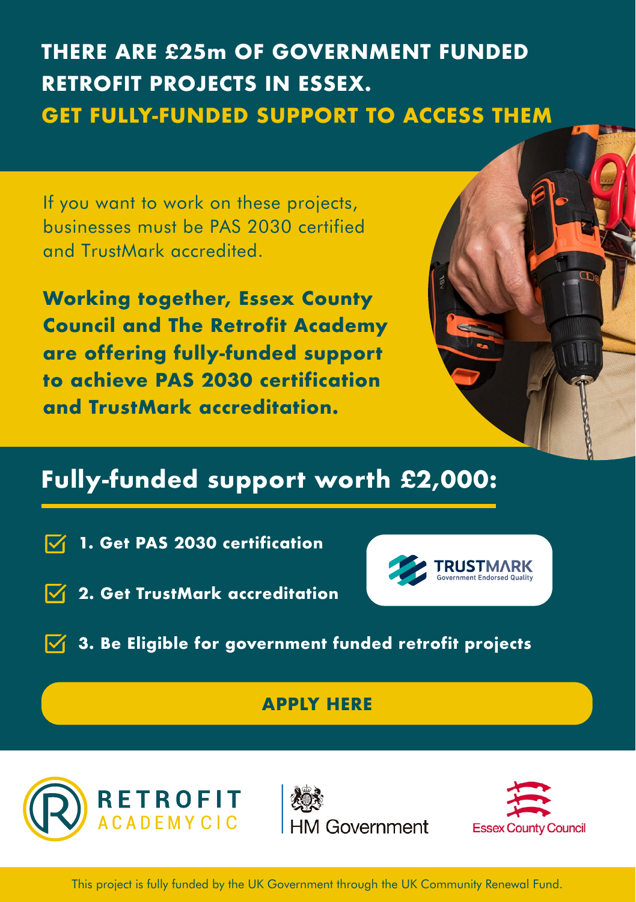# THERE ARE £25m OF GOVERNMENT FUNDED RETROFIT PROJECTS IN ESSEX.

## GET FULLY-FUNDED SUPPORT TO ACCESS THEM

If you want to work on these projects, businesses must be PAS 2030 certified and TrustMark accredited.

**Working together, Essex County Council and The Retrofit Academy are offering fully-funded support to achieve PAS 2030 certification and TrustMark accreditation.**

## Fully-funded support worth £2,000:

- **1. Get PAS 2030 certification**
- **2. Get TrustMark accreditation**
- **3. Be Eligible for government funded retrofit projects**

TRUSTMARK Government Endorsed Quality

**APPLY HERE**

RETROFIT ACADEMY CIC

HM Government

Essex County Council

This project is fully funded by the UK Government through the UK Community Renewal Fund.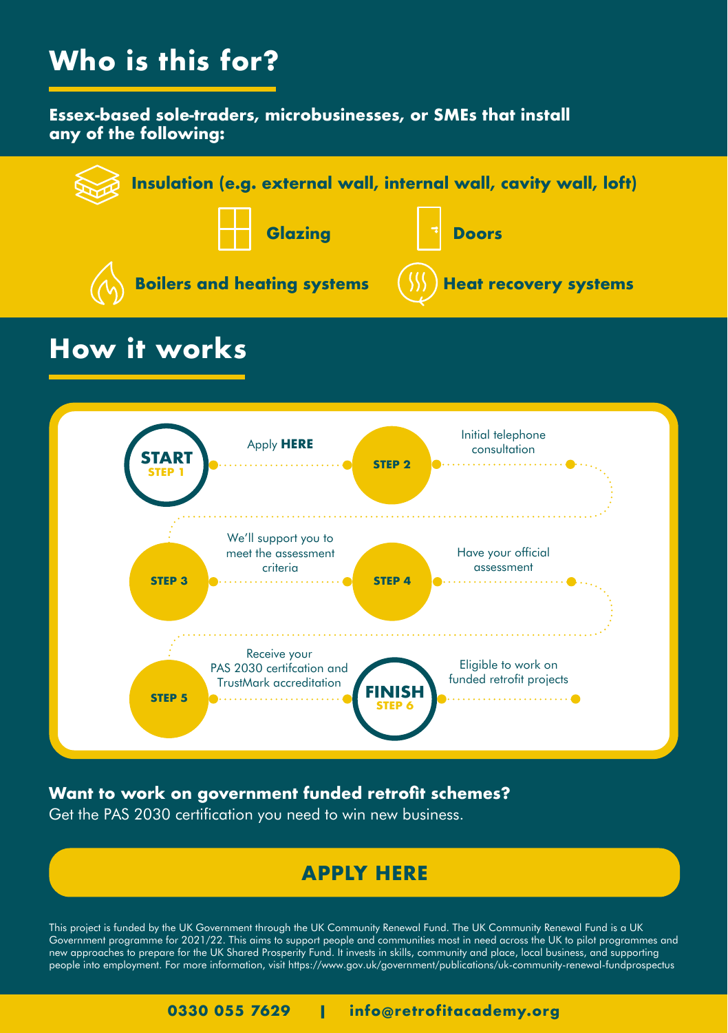## Who is this for?

**Essex-based sole-traders, microbusinesses, or SMEs that install any of the following:**

- **Insulation (e.g. external wall, internal wall, cavity wall, loft)**
- **Glazing**
- **Doors**
- **Boilers and heating systems**
- **Heat recovery systems**

## How it works

- **START – STEP 1**: Apply **HERE**
- **STEP 2**: Initial telephone consultation
- **STEP 3**: We'll support you to meet the assessment criteria
- **STEP 4**: Have your official assessment
- **STEP 5**: Receive your PAS 2030 certifcation and TrustMark accreditation
- **FINISH – STEP 6**: Eligible to work on funded retrofit projects

**Want to work on government funded retrofit schemes?**

Get the PAS 2030 certification you need to win new business.

**APPLY HERE**

This project is funded by the UK Government through the UK Community Renewal Fund. The UK Community Renewal Fund is a UK Government programme for 2021/22. This aims to support people and communities most in need across the UK to pilot programmes and new approaches to prepare for the UK Shared Prosperity Fund. It invests in skills, community and place, local business, and supporting people into employment. For more information, visit https://www.gov.uk/government/publications/uk-community-renewal-fundprospectus

**0330 055 7629 | info@retrofitacademy.org**